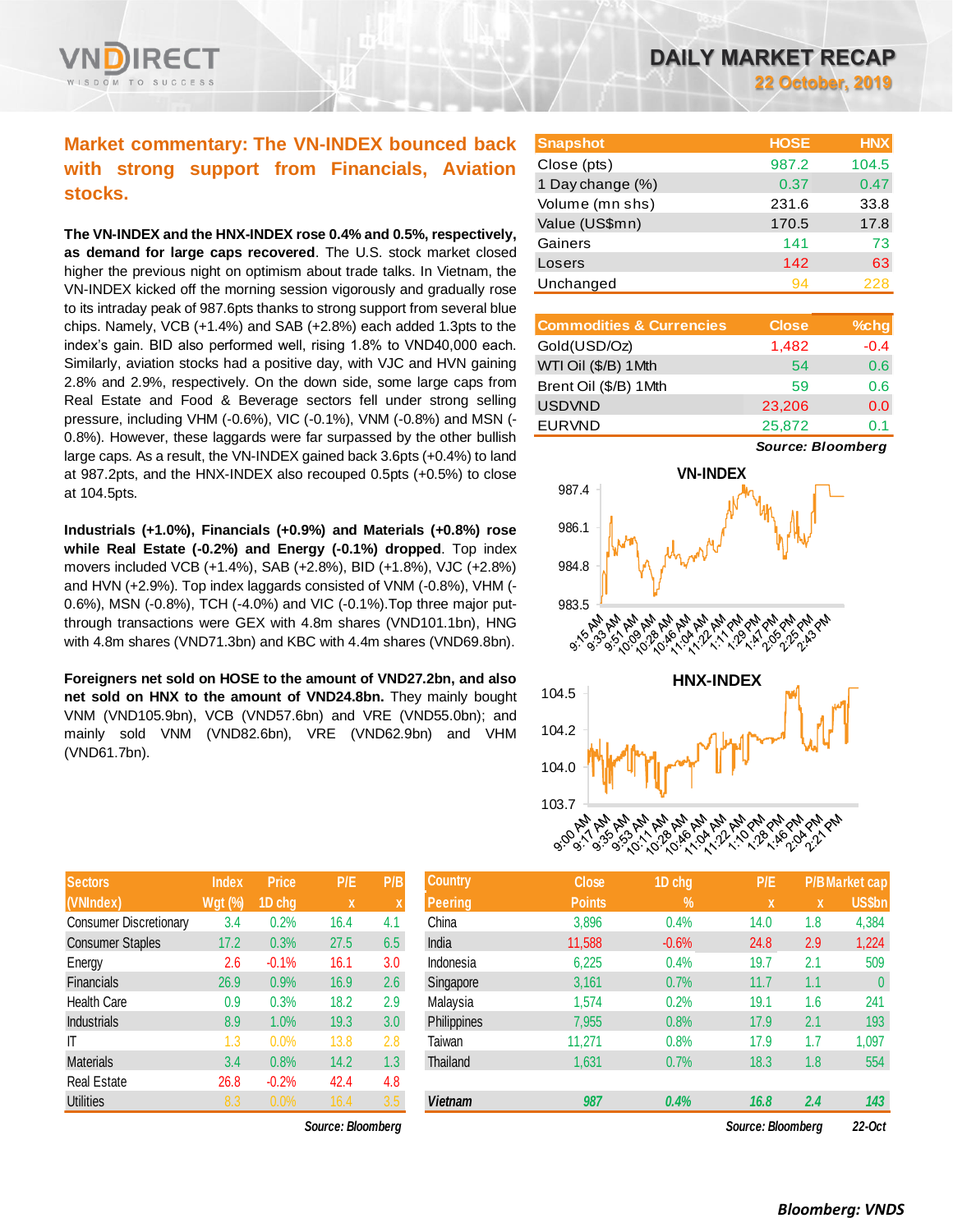# DAILY MARKET RECAP

22 October, 2019

## Market commentary: The VN-INDEX bounced back with strong support from Financials, Aviation stocks.

**The VN-INDEX and the HNX-INDEX rose 0.4% and 0.5%, respectively, as demand for large caps recovered**. The U.S. stock market closed higher the previous night on optimism about trade talks. In Vietnam, the VN-INDEX kicked off the morning session vigorously and gradually rose to its intraday peak of 987.6pts thanks to strong support from several blue chips. Namely, VCB (+1.4%) and SAB (+2.8%) each added 1.3pts to the index's gain. BID also performed well, rising 1.8% to VND40,000 each. Similarly, aviation stocks had a positive day, with VJC and HVN gaining 2.8% and 2.9%, respectively. On the down side, some large caps from Real Estate and Food & Beverage sectors fell under strong selling pressure, including VHM (-0.6%), VIC (-0.1%), VNM (-0.8%) and MSN (-0.8%). However, these laggards were far surpassed by the other bullish large caps. As a result, the VN-INDEX gained back 3.6pts (+0.4%) to land at 987.2pts, and the HNX-INDEX also recouped 0.5pts (+0.5%) to close at 104.5pts.

**Industrials (+1.0%), Financials (+0.9%) and Materials (+0.8%) rose while Real Estate (-0.2%) and Energy (-0.1%) dropped**. Top index movers included VCB (+1.4%), SAB (+2.8%), BID (+1.8%), VJC (+2.8%) and HVN (+2.9%). Top index laggards consisted of VNM (-0.8%), VHM (-0.6%), MSN (-0.8%), TCH (-4.0%) and VIC (-0.1%).Top three major put-through transactions were GEX with 4.8m shares (VND101.1bn), HNG with 4.8m shares (VND71.3bn) and KBC with 4.4m shares (VND69.8bn).

**Foreigners net sold on HOSE to the amount of VND27.2bn, and also net sold on HNX to the amount of VND24.8bn.** They mainly bought VNM (VND105.9bn), VCB (VND57.6bn) and VRE (VND55.0bn); and mainly sold VNM (VND82.6bn), VRE (VND62.9bn) and VHM (VND61.7bn).

| Snapshot | HOSE | HNX |
|---|---|---|
| Close (pts) | 987.2 | 104.5 |
| 1 Day change (%) | 0.37 | 0.47 |
| Volume (mn shs) | 231.6 | 33.8 |
| Value (US$mn) | 170.5 | 17.8 |
| Gainers | 141 | 73 |
| Losers | 142 | 63 |
| Unchanged | 94 | 228 |

| Commodities & Currencies | Close | %chg |
|---|---|---|
| Gold(USD/Oz) | 1,482 | -0.4 |
| WTI Oil ($/B) 1Mth | 54 | 0.6 |
| Brent Oil ($/B) 1Mth | 59 | 0.6 |
| USDVND | 23,206 | 0.0 |
| EURVND | 25,872 | 0.1 |

*Source: Bloomberg*

| Sectors (VNIndex) | Index Wgt (%) | Price 1D chg | P/E x | P/B x |
|---|---|---|---|---|
| Consumer Discretionary | 3.4 | 0.2% | 16.4 | 4.1 |
| Consumer Staples | 17.2 | 0.3% | 27.5 | 6.5 |
| Energy | 2.6 | -0.1% | 16.1 | 3.0 |
| Financials | 26.9 | 0.9% | 16.9 | 2.6 |
| Health Care | 0.9 | 0.3% | 18.2 | 2.9 |
| Industrials | 8.9 | 1.0% | 19.3 | 3.0 |
| IT | 1.3 | 0.0% | 13.8 | 2.8 |
| Materials | 3.4 | 0.8% | 14.2 | 1.3 |
| Real Estate | 26.8 | -0.2% | 42.4 | 4.8 |
| Utilities | 8.3 | 0.0% | 16.4 | 3.5 |

*Source: Bloomberg*

| Country Peering | Close Points | 1D chg % | P/E x | P/B x | Market cap US$bn |
|---|---|---|---|---|---|
| China | 3,896 | 0.4% | 14.0 | 1.8 | 4,384 |
| India | 11,588 | -0.6% | 24.8 | 2.9 | 1,224 |
| Indonesia | 6,225 | 0.4% | 19.7 | 2.1 | 509 |
| Singapore | 3,161 | 0.7% | 11.7 | 1.1 | 0 |
| Malaysia | 1,574 | 0.2% | 19.1 | 1.6 | 241 |
| Philippines | 7,955 | 0.8% | 17.9 | 2.1 | 193 |
| Taiwan | 11,271 | 0.8% | 17.9 | 1.7 | 1,097 |
| Thailand | 1,631 | 0.7% | 18.3 | 1.8 | 554 |
| **Vietnam** | **987** | **0.4%** | **16.8** | **2.4** | **143** |

*Source: Bloomberg* 22-Oct

***Bloomberg: VNDS***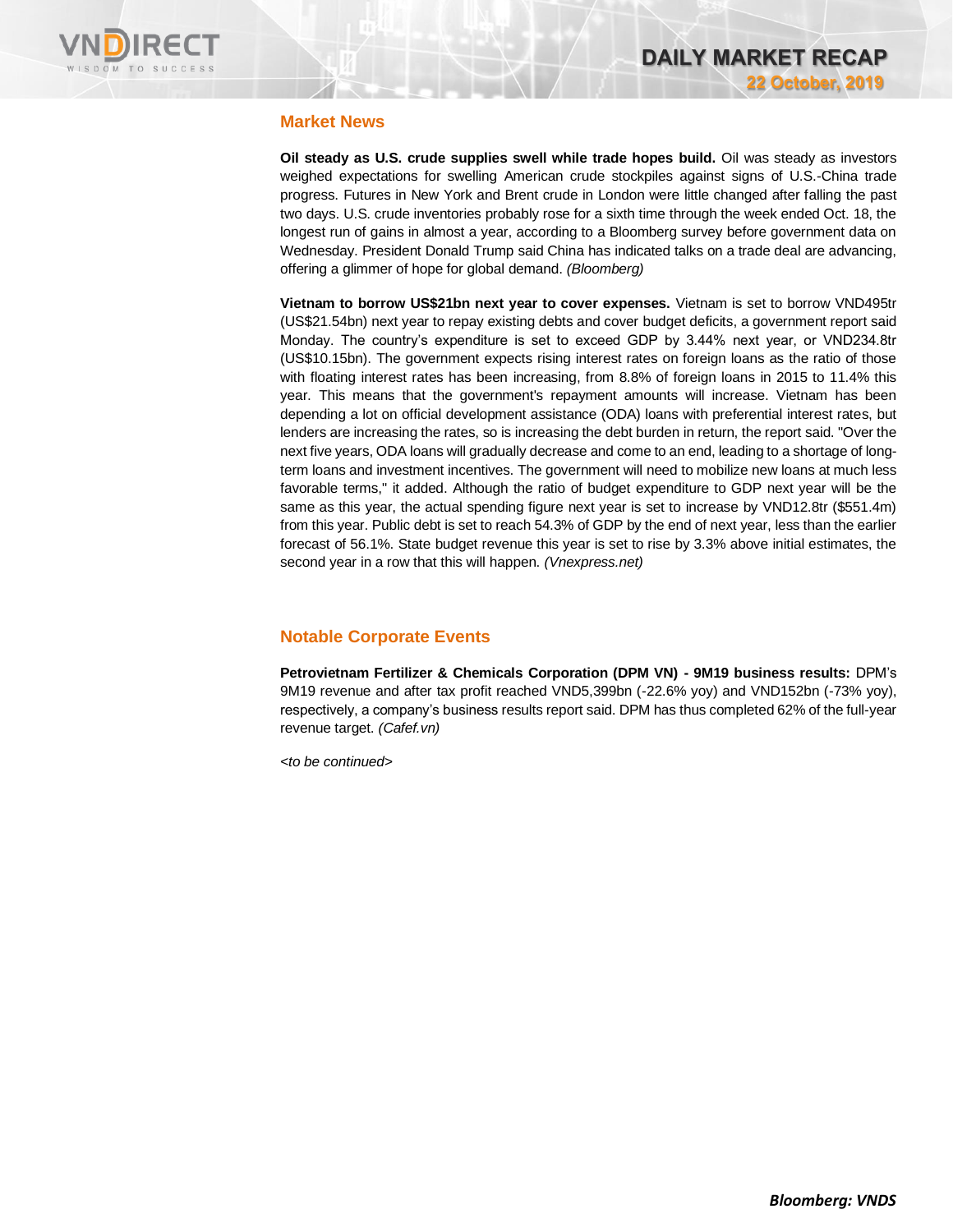## Market News

**Oil steady as U.S. crude supplies swell while trade hopes build.** Oil was steady as investors weighed expectations for swelling American crude stockpiles against signs of U.S.-China trade progress. Futures in New York and Brent crude in London were little changed after falling the past two days. U.S. crude inventories probably rose for a sixth time through the week ended Oct. 18, the longest run of gains in almost a year, according to a Bloomberg survey before government data on Wednesday. President Donald Trump said China has indicated talks on a trade deal are advancing, offering a glimmer of hope for global demand. *(Bloomberg)*

**Vietnam to borrow US$21bn next year to cover expenses.** Vietnam is set to borrow VND495tr (US$21.54bn) next year to repay existing debts and cover budget deficits, a government report said Monday. The country's expenditure is set to exceed GDP by 3.44% next year, or VND234.8tr (US$10.15bn). The government expects rising interest rates on foreign loans as the ratio of those with floating interest rates has been increasing, from 8.8% of foreign loans in 2015 to 11.4% this year. This means that the government's repayment amounts will increase. Vietnam has been depending a lot on official development assistance (ODA) loans with preferential interest rates, but lenders are increasing the rates, so is increasing the debt burden in return, the report said. "Over the next five years, ODA loans will gradually decrease and come to an end, leading to a shortage of long-term loans and investment incentives. The government will need to mobilize new loans at much less favorable terms," it added. Although the ratio of budget expenditure to GDP next year will be the same as this year, the actual spending figure next year is set to increase by VND12.8tr ($551.4m) from this year. Public debt is set to reach 54.3% of GDP by the end of next year, less than the earlier forecast of 56.1%. State budget revenue this year is set to rise by 3.3% above initial estimates, the second year in a row that this will happen. *(Vnexpress.net)*

## Notable Corporate Events

**Petrovietnam Fertilizer & Chemicals Corporation (DPM VN) - 9M19 business results:** DPM's 9M19 revenue and after tax profit reached VND5,399bn (-22.6% yoy) and VND152bn (-73% yoy), respectively, a company's business results report said. DPM has thus completed 62% of the full-year revenue target. *(Cafef.vn)*

*<to be continued>*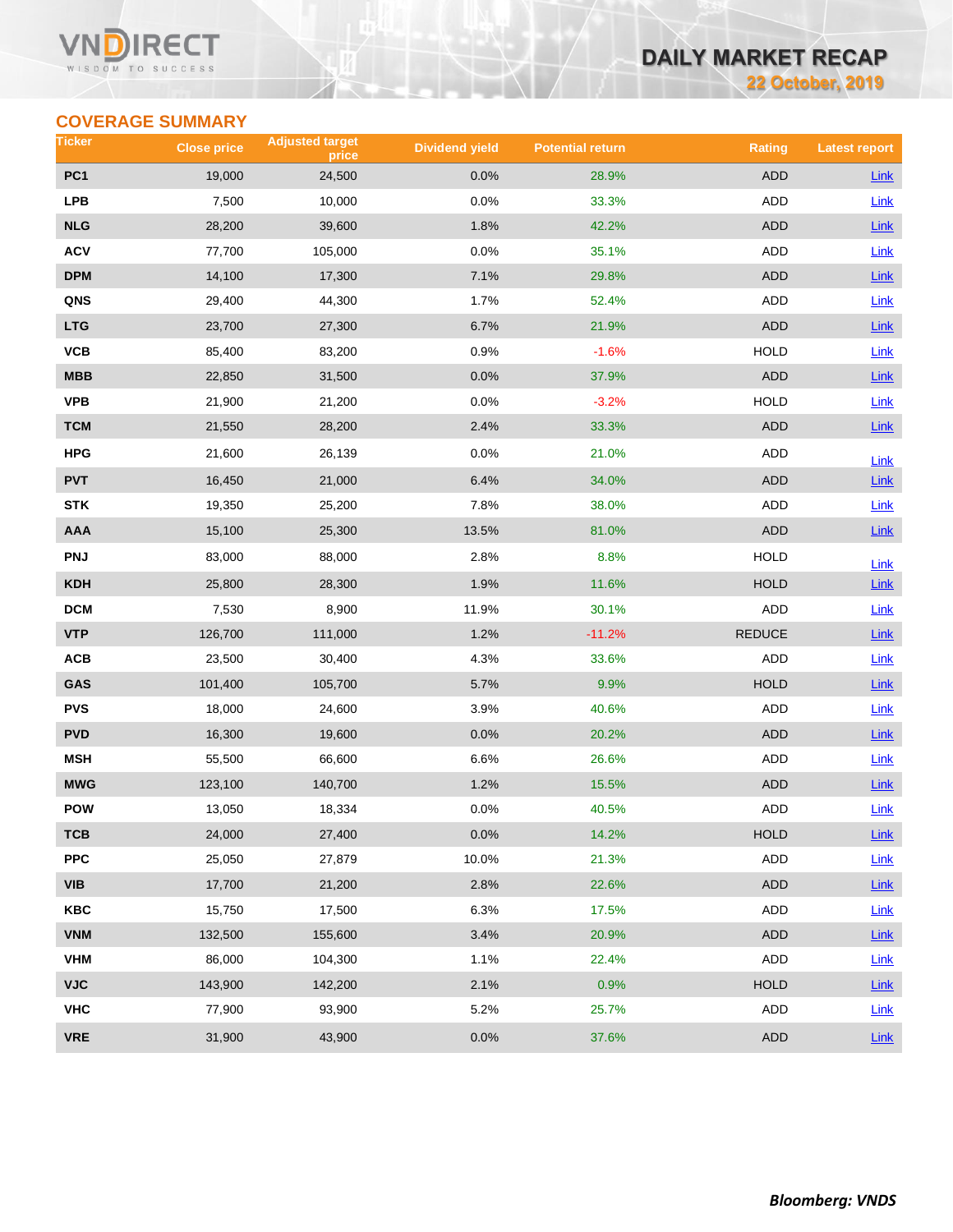## COVERAGE SUMMARY

| Ticker | Close price | Adjusted target price | Dividend yield | Potential return | Rating | Latest report |
|---|---|---|---|---|---|---|
| PC1 | 19,000 | 24,500 | 0.0% | 28.9% | ADD | Link |
| LPB | 7,500 | 10,000 | 0.0% | 33.3% | ADD | Link |
| NLG | 28,200 | 39,600 | 1.8% | 42.2% | ADD | Link |
| ACV | 77,700 | 105,000 | 0.0% | 35.1% | ADD | Link |
| DPM | 14,100 | 17,300 | 7.1% | 29.8% | ADD | Link |
| QNS | 29,400 | 44,300 | 1.7% | 52.4% | ADD | Link |
| LTG | 23,700 | 27,300 | 6.7% | 21.9% | ADD | Link |
| VCB | 85,400 | 83,200 | 0.9% | -1.6% | HOLD | Link |
| MBB | 22,850 | 31,500 | 0.0% | 37.9% | ADD | Link |
| VPB | 21,900 | 21,200 | 0.0% | -3.2% | HOLD | Link |
| TCM | 21,550 | 28,200 | 2.4% | 33.3% | ADD | Link |
| HPG | 21,600 | 26,139 | 0.0% | 21.0% | ADD | Link |
| PVT | 16,450 | 21,000 | 6.4% | 34.0% | ADD | Link |
| STK | 19,350 | 25,200 | 7.8% | 38.0% | ADD | Link |
| AAA | 15,100 | 25,300 | 13.5% | 81.0% | ADD | Link |
| PNJ | 83,000 | 88,000 | 2.8% | 8.8% | HOLD | Link |
| KDH | 25,800 | 28,300 | 1.9% | 11.6% | HOLD | Link |
| DCM | 7,530 | 8,900 | 11.9% | 30.1% | ADD | Link |
| VTP | 126,700 | 111,000 | 1.2% | -11.2% | REDUCE | Link |
| ACB | 23,500 | 30,400 | 4.3% | 33.6% | ADD | Link |
| GAS | 101,400 | 105,700 | 5.7% | 9.9% | HOLD | Link |
| PVS | 18,000 | 24,600 | 3.9% | 40.6% | ADD | Link |
| PVD | 16,300 | 19,600 | 0.0% | 20.2% | ADD | Link |
| MSH | 55,500 | 66,600 | 6.6% | 26.6% | ADD | Link |
| MWG | 123,100 | 140,700 | 1.2% | 15.5% | ADD | Link |
| POW | 13,050 | 18,334 | 0.0% | 40.5% | ADD | Link |
| TCB | 24,000 | 27,400 | 0.0% | 14.2% | HOLD | Link |
| PPC | 25,050 | 27,879 | 10.0% | 21.3% | ADD | Link |
| VIB | 17,700 | 21,200 | 2.8% | 22.6% | ADD | Link |
| KBC | 15,750 | 17,500 | 6.3% | 17.5% | ADD | Link |
| VNM | 132,500 | 155,600 | 3.4% | 20.9% | ADD | Link |
| VHM | 86,000 | 104,300 | 1.1% | 22.4% | ADD | Link |
| VJC | 143,900 | 142,200 | 2.1% | 0.9% | HOLD | Link |
| VHC | 77,900 | 93,900 | 5.2% | 25.7% | ADD | Link |
| VRE | 31,900 | 43,900 | 0.0% | 37.6% | ADD | Link |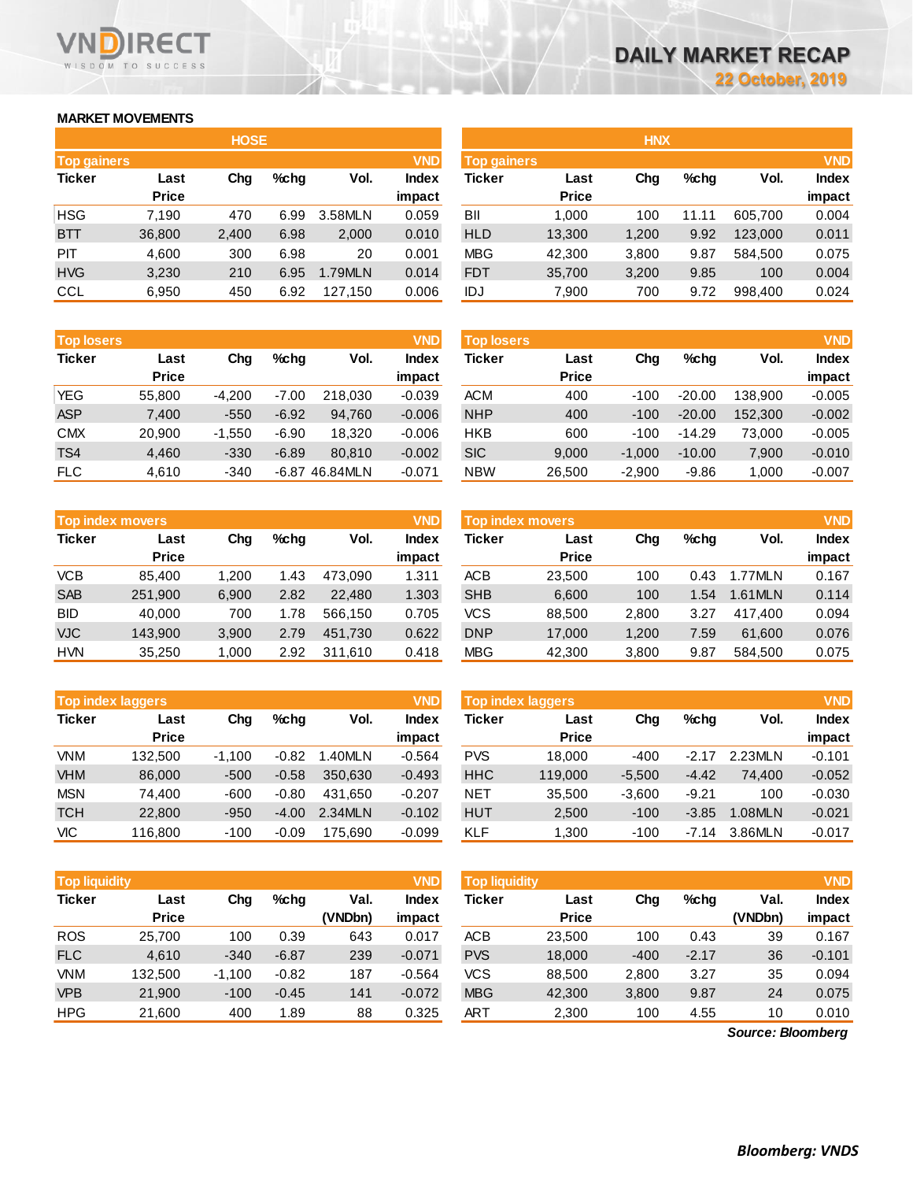# DAILY MARKET RECAP

22 October, 2019

## MARKET MOVEMENTS

### HOSE

**Top gainers** (VND)

| Ticker | Last Price | Chg | %chg | Vol. | Index impact |
|---|---|---|---|---|---|
| HSG | 7,190 | 470 | 6.99 | 3.58MLN | 0.059 |
| BTT | 36,800 | 2,400 | 6.98 | 2,000 | 0.010 |
| PIT | 4,600 | 300 | 6.98 | 20 | 0.001 |
| HVG | 3,230 | 210 | 6.95 | 1.79MLN | 0.014 |
| CCL | 6,950 | 450 | 6.92 | 127,150 | 0.006 |

**Top losers** (VND)

| Ticker | Last Price | Chg | %chg | Vol. | Index impact |
|---|---|---|---|---|---|
| YEG | 55,800 | -4,200 | -7.00 | 218,030 | -0.039 |
| ASP | 7,400 | -550 | -6.92 | 94,760 | -0.006 |
| CMX | 20,900 | -1,550 | -6.90 | 18,320 | -0.006 |
| TS4 | 4,460 | -330 | -6.89 | 80,810 | -0.002 |
| FLC | 4,610 | -340 | -6.87 | 46.84MLN | -0.071 |

**Top index movers** (VND)

| Ticker | Last Price | Chg | %chg | Vol. | Index impact |
|---|---|---|---|---|---|
| VCB | 85,400 | 1,200 | 1.43 | 473,090 | 1.311 |
| SAB | 251,900 | 6,900 | 2.82 | 22,480 | 1.303 |
| BID | 40,000 | 700 | 1.78 | 566,150 | 0.705 |
| VJC | 143,900 | 3,900 | 2.79 | 451,730 | 0.622 |
| HVN | 35,250 | 1,000 | 2.92 | 311,610 | 0.418 |

**Top index laggers** (VND)

| Ticker | Last Price | Chg | %chg | Vol. | Index impact |
|---|---|---|---|---|---|
| VNM | 132,500 | -1,100 | -0.82 | 1.40MLN | -0.564 |
| VHM | 86,000 | -500 | -0.58 | 350,630 | -0.493 |
| MSN | 74,400 | -600 | -0.80 | 431,650 | -0.207 |
| TCH | 22,800 | -950 | -4.00 | 2.34MLN | -0.102 |
| VIC | 116,800 | -100 | -0.09 | 175,690 | -0.099 |

**Top liquidity** (VND)

| Ticker | Last Price | Chg | %chg | Val. (VNDbn) | Index impact |
|---|---|---|---|---|---|
| ROS | 25,700 | 100 | 0.39 | 643 | 0.017 |
| FLC | 4,610 | -340 | -6.87 | 239 | -0.071 |
| VNM | 132,500 | -1,100 | -0.82 | 187 | -0.564 |
| VPB | 21,900 | -100 | -0.45 | 141 | -0.072 |
| HPG | 21,600 | 400 | 1.89 | 88 | 0.325 |

### HNX

**Top gainers** (VND)

| Ticker | Last Price | Chg | %chg | Vol. | Index impact |
|---|---|---|---|---|---|
| BII | 1,000 | 100 | 11.11 | 605,700 | 0.004 |
| HLD | 13,300 | 1,200 | 9.92 | 123,000 | 0.011 |
| MBG | 42,300 | 3,800 | 9.87 | 584,500 | 0.075 |
| FDT | 35,700 | 3,200 | 9.85 | 100 | 0.004 |
| IDJ | 7,900 | 700 | 9.72 | 998,400 | 0.024 |

**Top losers** (VND)

| Ticker | Last Price | Chg | %chg | Vol. | Index impact |
|---|---|---|---|---|---|
| ACM | 400 | -100 | -20.00 | 138,900 | -0.005 |
| NHP | 400 | -100 | -20.00 | 152,300 | -0.002 |
| HKB | 600 | -100 | -14.29 | 73,000 | -0.005 |
| SIC | 9,000 | -1,000 | -10.00 | 7,900 | -0.010 |
| NBW | 26,500 | -2,900 | -9.86 | 1,000 | -0.007 |

**Top index movers** (VND)

| Ticker | Last Price | Chg | %chg | Vol. | Index impact |
|---|---|---|---|---|---|
| ACB | 23,500 | 100 | 0.43 | 1.77MLN | 0.167 |
| SHB | 6,600 | 100 | 1.54 | 1.61MLN | 0.114 |
| VCS | 88,500 | 2,800 | 3.27 | 417,400 | 0.094 |
| DNP | 17,000 | 1,200 | 7.59 | 61,600 | 0.076 |
| MBG | 42,300 | 3,800 | 9.87 | 584,500 | 0.075 |

**Top index laggers** (VND)

| Ticker | Last Price | Chg | %chg | Vol. | Index impact |
|---|---|---|---|---|---|
| PVS | 18,000 | -400 | -2.17 | 2.23MLN | -0.101 |
| HHC | 119,000 | -5,500 | -4.42 | 74,400 | -0.052 |
| NET | 35,500 | -3,600 | -9.21 | 100 | -0.030 |
| HUT | 2,500 | -100 | -3.85 | 1.08MLN | -0.021 |
| KLF | 1,300 | -100 | -7.14 | 3.86MLN | -0.017 |

**Top liquidity** (VND)

| Ticker | Last Price | Chg | %chg | Val. (VNDbn) | Index impact |
|---|---|---|---|---|---|
| ACB | 23,500 | 100 | 0.43 | 39 | 0.167 |
| PVS | 18,000 | -400 | -2.17 | 36 | -0.101 |
| VCS | 88,500 | 2,800 | 3.27 | 35 | 0.094 |
| MBG | 42,300 | 3,800 | 9.87 | 24 | 0.075 |
| ART | 2,300 | 100 | 4.55 | 10 | 0.010 |

*Source: Bloomberg*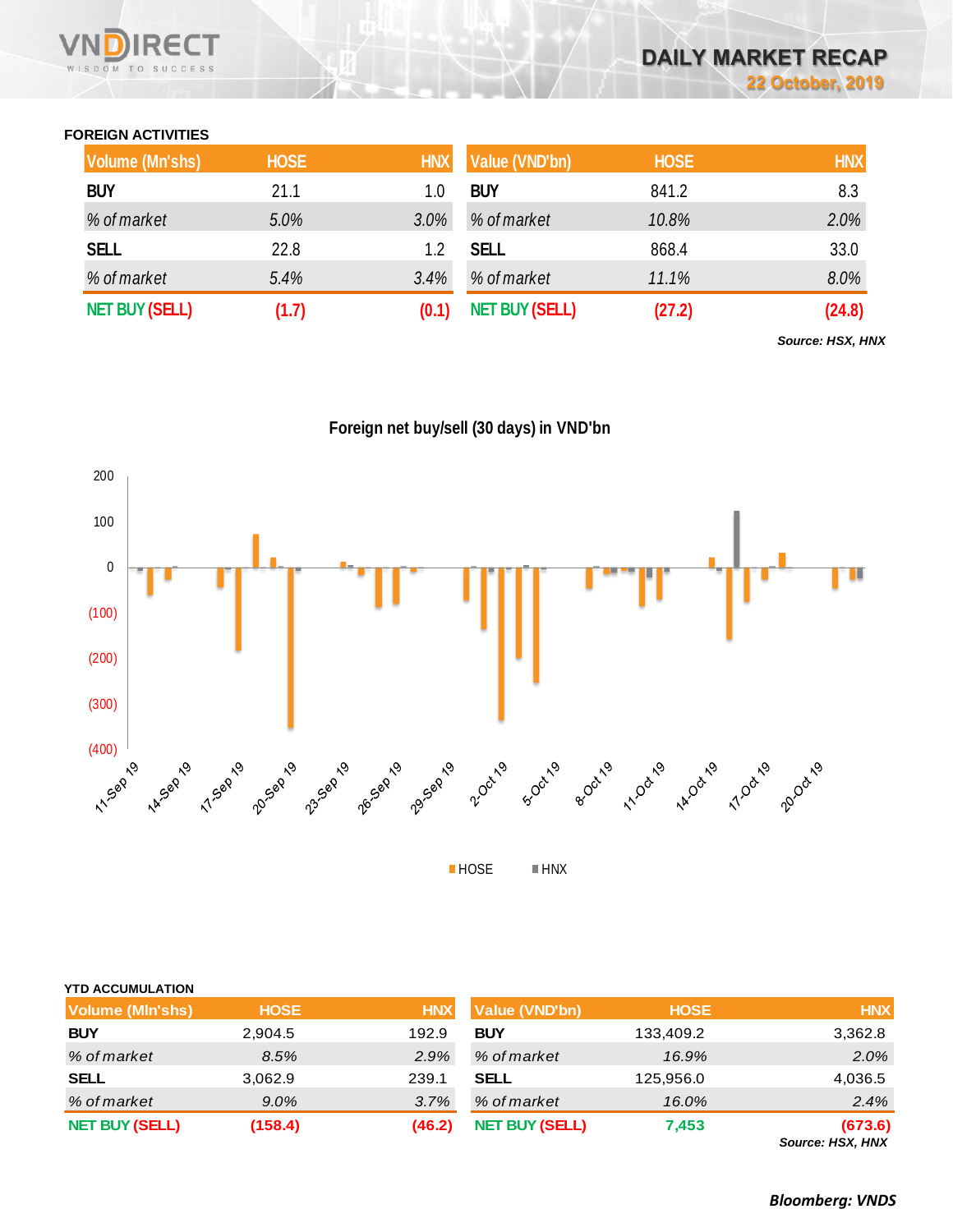## FOREIGN ACTIVITIES

| Volume (Mn'shs) | HOSE | HNX |
|---|---|---|
| BUY | 21.1 | 1.0 |
| *% of market* | *5.0%* | *3.0%* |
| SELL | 22.8 | 1.2 |
| *% of market* | *5.4%* | *3.4%* |
| NET BUY (SELL) | (1.7) | (0.1) |

| Value (VND'bn) | HOSE | HNX |
|---|---|---|
| BUY | 841.2 | 8.3 |
| *% of market* | *10.8%* | *2.0%* |
| SELL | 868.4 | 33.0 |
| *% of market* | *11.1%* | *8.0%* |
| NET BUY (SELL) | (27.2) | (24.8) |

***Source: HSX, HNX***

**Foreign net buy/sell (30 days) in VND'bn**

## YTD ACCUMULATION

| Volume (Mln'shs) | HOSE | HNX |
|---|---|---|
| BUY | 2,904.5 | 192.9 |
| *% of market* | *8.5%* | *2.9%* |
| SELL | 3,062.9 | 239.1 |
| *% of market* | *9.0%* | *3.7%* |
| NET BUY (SELL) | (158.4) | (46.2) |

| Value (VND'bn) | HOSE | HNX |
|---|---|---|
| BUY | 133,409.2 | 3,362.8 |
| *% of market* | *16.9%* | *2.0%* |
| SELL | 125,956.0 | 4,036.5 |
| *% of market* | *16.0%* | *2.4%* |
| NET BUY (SELL) | 7,453 | (673.6) |

***Source: HSX, HNX***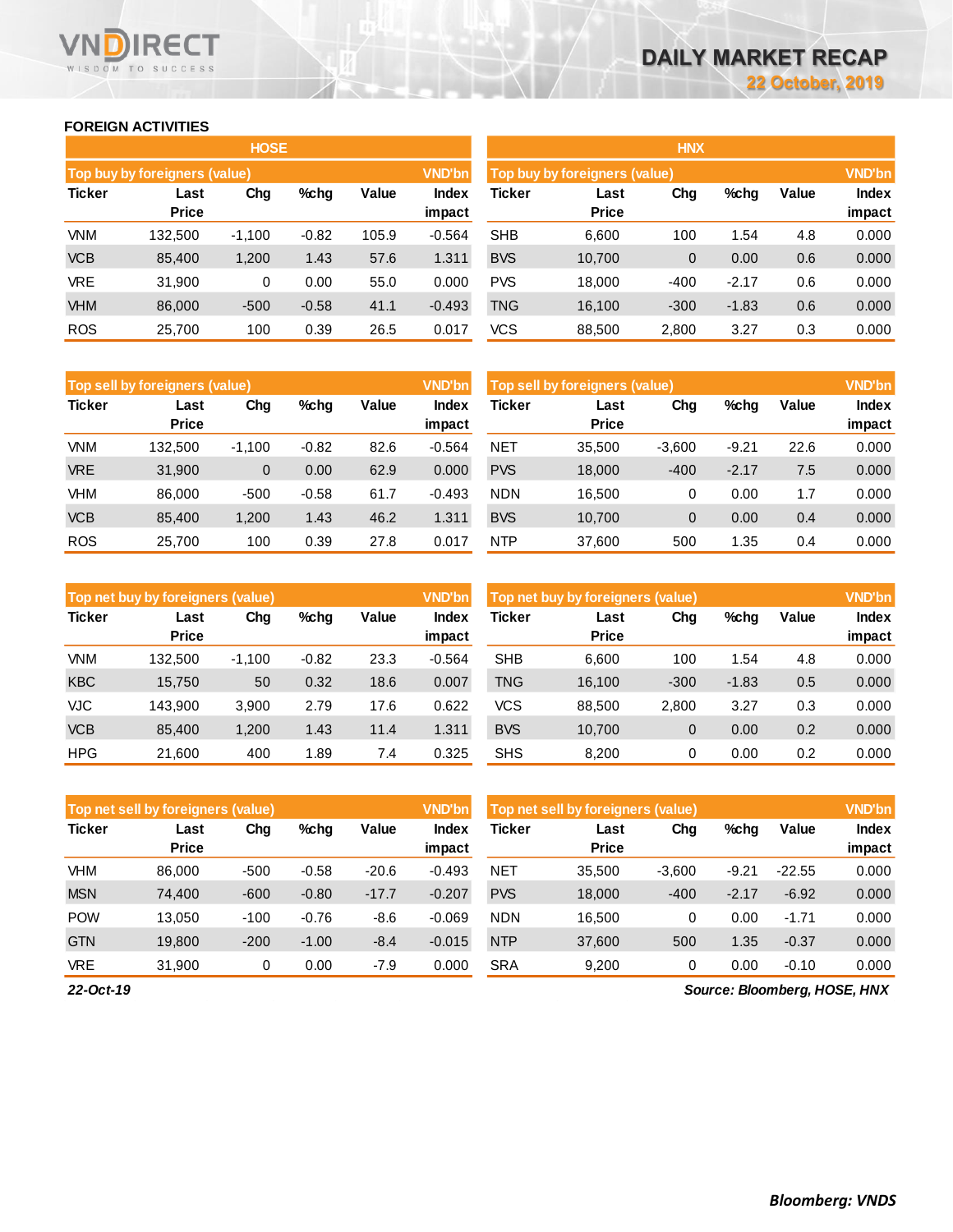## FOREIGN ACTIVITIES

### HOSE

| Top buy by foreigners (value) | | | | | VND'bn |
|---|---|---|---|---|---|
| Ticker | Last Price | Chg | %chg | Value | Index impact |
| VNM | 132,500 | -1,100 | -0.82 | 105.9 | -0.564 |
| VCB | 85,400 | 1,200 | 1.43 | 57.6 | 1.311 |
| VRE | 31,900 | 0 | 0.00 | 55.0 | 0.000 |
| VHM | 86,000 | -500 | -0.58 | 41.1 | -0.493 |
| ROS | 25,700 | 100 | 0.39 | 26.5 | 0.017 |

| Top sell by foreigners (value) | | | | | VND'bn |
|---|---|---|---|---|---|
| Ticker | Last Price | Chg | %chg | Value | Index impact |
| VNM | 132,500 | -1,100 | -0.82 | 82.6 | -0.564 |
| VRE | 31,900 | 0 | 0.00 | 62.9 | 0.000 |
| VHM | 86,000 | -500 | -0.58 | 61.7 | -0.493 |
| VCB | 85,400 | 1,200 | 1.43 | 46.2 | 1.311 |
| ROS | 25,700 | 100 | 0.39 | 27.8 | 0.017 |

| Top net buy by foreigners (value) | | | | | VND'bn |
|---|---|---|---|---|---|
| Ticker | Last Price | Chg | %chg | Value | Index impact |
| VNM | 132,500 | -1,100 | -0.82 | 23.3 | -0.564 |
| KBC | 15,750 | 50 | 0.32 | 18.6 | 0.007 |
| VJC | 143,900 | 3,900 | 2.79 | 17.6 | 0.622 |
| VCB | 85,400 | 1,200 | 1.43 | 11.4 | 1.311 |
| HPG | 21,600 | 400 | 1.89 | 7.4 | 0.325 |

| Top net sell by foreigners (value) | | | | | VND'bn |
|---|---|---|---|---|---|
| Ticker | Last Price | Chg | %chg | Value | Index impact |
| VHM | 86,000 | -500 | -0.58 | -20.6 | -0.493 |
| MSN | 74,400 | -600 | -0.80 | -17.7 | -0.207 |
| POW | 13,050 | -100 | -0.76 | -8.6 | -0.069 |
| GTN | 19,800 | -200 | -1.00 | -8.4 | -0.015 |
| VRE | 31,900 | 0 | 0.00 | -7.9 | 0.000 |

### HNX

| Top buy by foreigners (value) | | | | | VND'bn |
|---|---|---|---|---|---|
| Ticker | Last Price | Chg | %chg | Value | Index impact |
| SHB | 6,600 | 100 | 1.54 | 4.8 | 0.000 |
| BVS | 10,700 | 0 | 0.00 | 0.6 | 0.000 |
| PVS | 18,000 | -400 | -2.17 | 0.6 | 0.000 |
| TNG | 16,100 | -300 | -1.83 | 0.6 | 0.000 |
| VCS | 88,500 | 2,800 | 3.27 | 0.3 | 0.000 |

| Top sell by foreigners (value) | | | | | VND'bn |
|---|---|---|---|---|---|
| Ticker | Last Price | Chg | %chg | Value | Index impact |
| NET | 35,500 | -3,600 | -9.21 | 22.6 | 0.000 |
| PVS | 18,000 | -400 | -2.17 | 7.5 | 0.000 |
| NDN | 16,500 | 0 | 0.00 | 1.7 | 0.000 |
| BVS | 10,700 | 0 | 0.00 | 0.4 | 0.000 |
| NTP | 37,600 | 500 | 1.35 | 0.4 | 0.000 |

| Top net buy by foreigners (value) | | | | | VND'bn |
|---|---|---|---|---|---|
| Ticker | Last Price | Chg | %chg | Value | Index impact |
| SHB | 6,600 | 100 | 1.54 | 4.8 | 0.000 |
| TNG | 16,100 | -300 | -1.83 | 0.5 | 0.000 |
| VCS | 88,500 | 2,800 | 3.27 | 0.3 | 0.000 |
| BVS | 10,700 | 0 | 0.00 | 0.2 | 0.000 |
| SHS | 8,200 | 0 | 0.00 | 0.2 | 0.000 |

| Top net sell by foreigners (value) | | | | | VND'bn |
|---|---|---|---|---|---|
| Ticker | Last Price | Chg | %chg | Value | Index impact |
| NET | 35,500 | -3,600 | -9.21 | -22.55 | 0.000 |
| PVS | 18,000 | -400 | -2.17 | -6.92 | 0.000 |
| NDN | 16,500 | 0 | 0.00 | -1.71 | 0.000 |
| NTP | 37,600 | 500 | 1.35 | -0.37 | 0.000 |
| SRA | 9,200 | 0 | 0.00 | -0.10 | 0.000 |

*22-Oct-19*

*Source: Bloomberg, HOSE, HNX*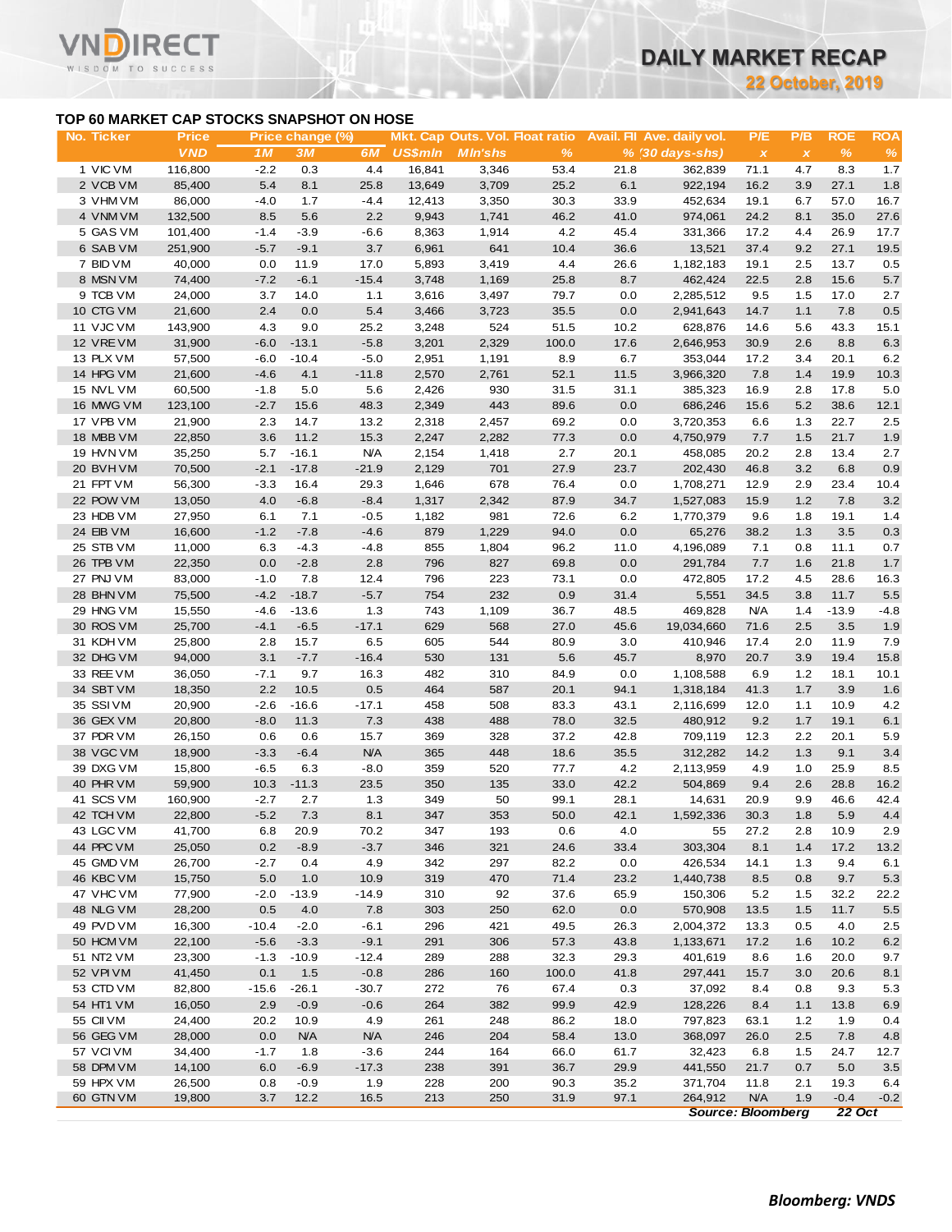## TOP 60 MARKET CAP STOCKS SNAPSHOT ON HOSE

| No. | Ticker | Price | Price change (%) | | | Mkt. Cap | Outs. Vol. | Float ratio | Avail. Fll | Ave. daily vol. | P/E | P/B | ROE | ROA |
|---|---|---|---|---|---|---|---|---|---|---|---|---|---|---|
| | | VND | 1M | 3M | 6M | US$mln | Mln'shs | % | % | (30 days-shs) | x | x | % | % |
| 1 | VIC VM | 116,800 | -2.2 | 0.3 | 4.4 | 16,841 | 3,346 | 53.4 | 21.8 | 362,839 | 71.1 | 4.7 | 8.3 | 1.7 |
| 2 | VCB VM | 85,400 | 5.4 | 8.1 | 25.8 | 13,649 | 3,709 | 25.2 | 6.1 | 922,194 | 16.2 | 3.9 | 27.1 | 1.8 |
| 3 | VHM VM | 86,000 | -4.0 | 1.7 | -4.4 | 12,413 | 3,350 | 30.3 | 33.9 | 452,634 | 19.1 | 6.7 | 57.0 | 16.7 |
| 4 | VNM VM | 132,500 | 8.5 | 5.6 | 2.2 | 9,943 | 1,741 | 46.2 | 41.0 | 974,061 | 24.2 | 8.1 | 35.0 | 27.6 |
| 5 | GAS VM | 101,400 | -1.4 | -3.9 | -6.6 | 8,363 | 1,914 | 4.2 | 45.4 | 331,366 | 17.2 | 4.4 | 26.9 | 17.7 |
| 6 | SAB VM | 251,900 | -5.7 | -9.1 | 3.7 | 6,961 | 641 | 10.4 | 36.6 | 13,521 | 37.4 | 9.2 | 27.1 | 19.5 |
| 7 | BID VM | 40,000 | 0.0 | 11.9 | 17.0 | 5,893 | 3,419 | 4.4 | 26.6 | 1,182,183 | 19.1 | 2.5 | 13.7 | 0.5 |
| 8 | MSN VM | 74,400 | -7.2 | -6.1 | -15.4 | 3,748 | 1,169 | 25.8 | 8.7 | 462,424 | 22.5 | 2.8 | 15.6 | 5.7 |
| 9 | TCB VM | 24,000 | 3.7 | 14.0 | 1.1 | 3,616 | 3,497 | 79.7 | 0.0 | 2,285,512 | 9.5 | 1.5 | 17.0 | 2.7 |
| 10 | CTG VM | 21,600 | 2.4 | 0.0 | 5.4 | 3,466 | 3,723 | 35.5 | 0.0 | 2,941,643 | 14.7 | 1.1 | 7.8 | 0.5 |
| 11 | VJC VM | 143,900 | 4.3 | 9.0 | 25.2 | 3,248 | 524 | 51.5 | 10.2 | 628,876 | 14.6 | 5.6 | 43.3 | 15.1 |
| 12 | VRE VM | 31,900 | -6.0 | -13.1 | -5.8 | 3,201 | 2,329 | 100.0 | 17.6 | 2,646,953 | 30.9 | 2.6 | 8.8 | 6.3 |
| 13 | PLX VM | 57,500 | -6.0 | -10.4 | -5.0 | 2,951 | 1,191 | 8.9 | 6.7 | 353,044 | 17.2 | 3.4 | 20.1 | 6.2 |
| 14 | HPG VM | 21,600 | -4.6 | 4.1 | -11.8 | 2,570 | 2,761 | 52.1 | 11.5 | 3,966,320 | 7.8 | 1.4 | 19.9 | 10.3 |
| 15 | NVL VM | 60,500 | -1.8 | 5.0 | 5.6 | 2,426 | 930 | 31.5 | 31.1 | 385,323 | 16.9 | 2.8 | 17.8 | 5.0 |
| 16 | MWG VM | 123,100 | -2.7 | 15.6 | 48.3 | 2,349 | 443 | 89.6 | 0.0 | 686,246 | 15.6 | 5.2 | 38.6 | 12.1 |
| 17 | VPB VM | 21,900 | 2.3 | 14.7 | 13.2 | 2,318 | 2,457 | 69.2 | 0.0 | 3,720,353 | 6.6 | 1.3 | 22.7 | 2.5 |
| 18 | MBB VM | 22,850 | 3.6 | 11.2 | 15.3 | 2,247 | 2,282 | 77.3 | 0.0 | 4,750,979 | 7.7 | 1.5 | 21.7 | 1.9 |
| 19 | HVN VM | 35,250 | 5.7 | -16.1 | N/A | 2,154 | 1,418 | 2.7 | 20.1 | 458,085 | 20.2 | 2.8 | 13.4 | 2.7 |
| 20 | BVH VM | 70,500 | -2.1 | -17.8 | -21.9 | 2,129 | 701 | 27.9 | 23.7 | 202,430 | 46.8 | 3.2 | 6.8 | 0.9 |
| 21 | FPT VM | 56,300 | -3.3 | 16.4 | 29.3 | 1,646 | 678 | 76.4 | 0.0 | 1,708,271 | 12.9 | 2.9 | 23.4 | 10.4 |
| 22 | POW VM | 13,050 | 4.0 | -6.8 | -8.4 | 1,317 | 2,342 | 87.9 | 34.7 | 1,527,083 | 15.9 | 1.2 | 7.8 | 3.2 |
| 23 | HDB VM | 27,950 | 6.1 | 7.1 | -0.5 | 1,182 | 981 | 72.6 | 6.2 | 1,770,379 | 9.6 | 1.8 | 19.1 | 1.4 |
| 24 | EIB VM | 16,600 | -1.2 | -7.8 | -4.6 | 879 | 1,229 | 94.0 | 0.0 | 65,276 | 38.2 | 1.3 | 3.5 | 0.3 |
| 25 | STB VM | 11,000 | 6.3 | -4.3 | -4.8 | 855 | 1,804 | 96.2 | 11.0 | 4,196,089 | 7.1 | 0.8 | 11.1 | 0.7 |
| 26 | TPB VM | 22,350 | 0.0 | -2.8 | 2.8 | 796 | 827 | 69.8 | 0.0 | 291,784 | 7.7 | 1.6 | 21.8 | 1.7 |
| 27 | PNJ VM | 83,000 | -1.0 | 7.8 | 12.4 | 796 | 223 | 73.1 | 0.0 | 472,805 | 17.2 | 4.5 | 28.6 | 16.3 |
| 28 | BHN VM | 75,500 | -4.2 | -18.7 | -5.7 | 754 | 232 | 0.9 | 31.4 | 5,551 | 34.5 | 3.8 | 11.7 | 5.5 |
| 29 | HNG VM | 15,550 | -4.6 | -13.6 | 1.3 | 743 | 1,109 | 36.7 | 48.5 | 469,828 | N/A | 1.4 | -13.9 | -4.8 |
| 30 | ROS VM | 25,700 | -4.1 | -6.5 | -17.1 | 629 | 568 | 27.0 | 45.6 | 19,034,660 | 71.6 | 2.5 | 3.5 | 1.9 |
| 31 | KDH VM | 25,800 | 2.8 | 15.7 | 6.5 | 605 | 544 | 80.9 | 3.0 | 410,946 | 17.4 | 2.0 | 11.9 | 7.9 |
| 32 | DHG VM | 94,000 | 3.1 | -7.7 | -16.4 | 530 | 131 | 5.6 | 45.7 | 8,970 | 20.7 | 3.9 | 19.4 | 15.8 |
| 33 | REE VM | 36,050 | -7.1 | 9.7 | 16.3 | 482 | 310 | 84.9 | 0.0 | 1,108,588 | 6.9 | 1.2 | 18.1 | 10.1 |
| 34 | SBT VM | 18,350 | 2.2 | 10.5 | 0.5 | 464 | 587 | 20.1 | 94.1 | 1,318,184 | 41.3 | 1.7 | 3.9 | 1.6 |
| 35 | SSI VM | 20,900 | -2.6 | -16.6 | -17.1 | 458 | 508 | 83.3 | 43.1 | 2,116,699 | 12.0 | 1.1 | 10.9 | 4.2 |
| 36 | GEX VM | 20,800 | -8.0 | 11.3 | 7.3 | 438 | 488 | 78.0 | 32.5 | 480,912 | 9.2 | 1.7 | 19.1 | 6.1 |
| 37 | PDR VM | 26,150 | 0.6 | 0.6 | 15.7 | 369 | 328 | 37.2 | 42.8 | 709,119 | 12.3 | 2.2 | 20.1 | 5.9 |
| 38 | VGC VM | 18,900 | -3.3 | -6.4 | N/A | 365 | 448 | 18.6 | 35.5 | 312,282 | 14.2 | 1.3 | 9.1 | 3.4 |
| 39 | DXG VM | 15,800 | -6.5 | 6.3 | -8.0 | 359 | 520 | 77.7 | 4.2 | 2,113,959 | 4.9 | 1.0 | 25.9 | 8.5 |
| 40 | PHR VM | 59,900 | 10.3 | -11.3 | 23.5 | 350 | 135 | 33.0 | 42.2 | 504,869 | 9.4 | 2.6 | 28.8 | 16.2 |
| 41 | SCS VM | 160,900 | -2.7 | 2.7 | 1.3 | 349 | 50 | 99.1 | 28.1 | 14,631 | 20.9 | 9.9 | 46.6 | 42.4 |
| 42 | TCH VM | 22,800 | -5.2 | 7.3 | 8.1 | 347 | 353 | 50.0 | 42.1 | 1,592,336 | 30.3 | 1.8 | 5.9 | 4.4 |
| 43 | LGC VM | 41,700 | 6.8 | 20.9 | 70.2 | 347 | 193 | 0.6 | 4.0 | 55 | 27.2 | 2.8 | 10.9 | 2.9 |
| 44 | PPC VM | 25,050 | 0.2 | -8.9 | -3.7 | 346 | 321 | 24.6 | 33.4 | 303,304 | 8.1 | 1.4 | 17.2 | 13.2 |
| 45 | GMD VM | 26,700 | -2.7 | 0.4 | 4.9 | 342 | 297 | 82.2 | 0.0 | 426,534 | 14.1 | 1.3 | 9.4 | 6.1 |
| 46 | KBC VM | 15,750 | 5.0 | 1.0 | 10.9 | 319 | 470 | 71.4 | 23.2 | 1,440,738 | 8.5 | 0.8 | 9.7 | 5.3 |
| 47 | VHC VM | 77,900 | -2.0 | -13.9 | -14.9 | 310 | 92 | 37.6 | 65.9 | 150,306 | 5.2 | 1.5 | 32.2 | 22.2 |
| 48 | NLG VM | 28,200 | 0.5 | 4.0 | 7.8 | 303 | 250 | 62.0 | 0.0 | 570,908 | 13.5 | 1.5 | 11.7 | 5.5 |
| 49 | PVD VM | 16,300 | -10.4 | -2.0 | -6.1 | 296 | 421 | 49.5 | 26.3 | 2,004,372 | 13.3 | 0.5 | 4.0 | 2.5 |
| 50 | HCM VM | 22,100 | -5.6 | -3.3 | -9.1 | 291 | 306 | 57.3 | 43.8 | 1,133,671 | 17.2 | 1.6 | 10.2 | 6.2 |
| 51 | NT2 VM | 23,300 | -1.3 | -10.9 | -12.4 | 289 | 288 | 32.3 | 29.3 | 401,619 | 8.6 | 1.6 | 20.0 | 9.7 |
| 52 | VPI VM | 41,450 | 0.1 | 1.5 | -0.8 | 286 | 160 | 100.0 | 41.8 | 297,441 | 15.7 | 3.0 | 20.6 | 8.1 |
| 53 | CTD VM | 82,800 | -15.6 | -26.1 | -30.7 | 272 | 76 | 67.4 | 0.3 | 37,092 | 8.4 | 0.8 | 9.3 | 5.3 |
| 54 | HT1 VM | 16,050 | 2.9 | -0.9 | -0.6 | 264 | 382 | 99.9 | 42.9 | 128,226 | 8.4 | 1.1 | 13.8 | 6.9 |
| 55 | CII VM | 24,400 | 20.2 | 10.9 | 4.9 | 261 | 248 | 86.2 | 18.0 | 797,823 | 63.1 | 1.2 | 1.9 | 0.4 |
| 56 | GEG VM | 28,000 | 0.0 | N/A | N/A | 246 | 204 | 58.4 | 13.0 | 368,097 | 26.0 | 2.5 | 7.8 | 4.8 |
| 57 | VCI VM | 34,400 | -1.7 | 1.8 | -3.6 | 244 | 164 | 66.0 | 61.7 | 32,423 | 6.8 | 1.5 | 24.7 | 12.7 |
| 58 | DPM VM | 14,100 | 6.0 | -6.9 | -17.3 | 238 | 391 | 36.7 | 29.9 | 441,550 | 21.7 | 0.7 | 5.0 | 3.5 |
| 59 | HPX VM | 26,500 | 0.8 | -0.9 | 1.9 | 228 | 200 | 90.3 | 35.2 | 371,704 | 11.8 | 2.1 | 19.3 | 6.4 |
| 60 | GTN VM | 19,800 | 3.7 | 12.2 | 16.5 | 213 | 250 | 31.9 | 97.1 | 264,912 | N/A | 1.9 | -0.4 | -0.2 |

*Source: Bloomberg* *22 Oct*

*Bloomberg: VNDS*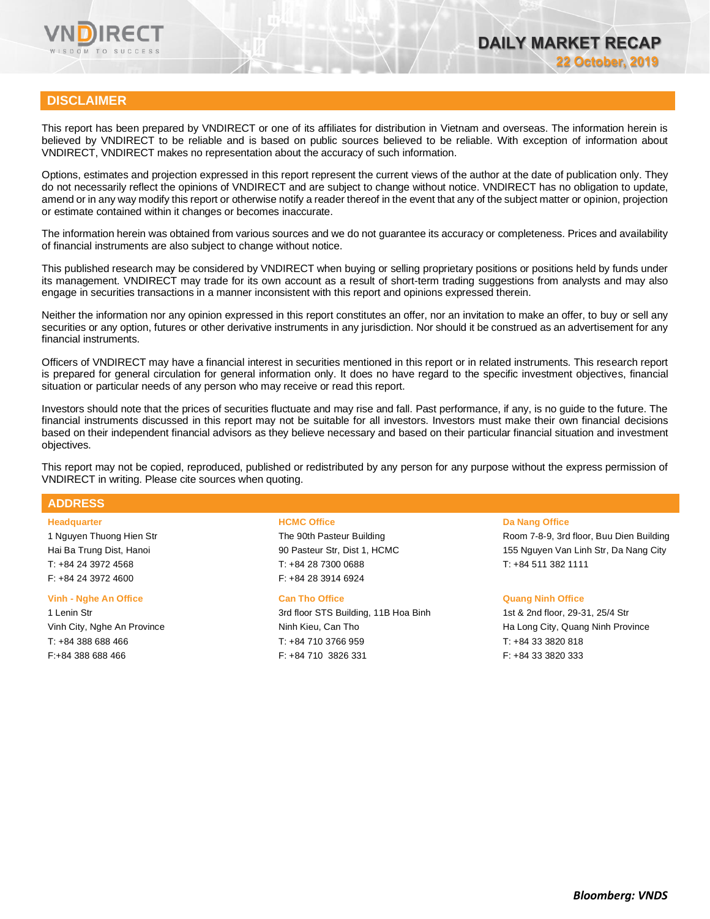## DISCLAIMER

This report has been prepared by VNDIRECT or one of its affiliates for distribution in Vietnam and overseas. The information herein is believed by VNDIRECT to be reliable and is based on public sources believed to be reliable. With exception of information about VNDIRECT, VNDIRECT makes no representation about the accuracy of such information.

Options, estimates and projection expressed in this report represent the current views of the author at the date of publication only. They do not necessarily reflect the opinions of VNDIRECT and are subject to change without notice. VNDIRECT has no obligation to update, amend or in any way modify this report or otherwise notify a reader thereof in the event that any of the subject matter or opinion, projection or estimate contained within it changes or becomes inaccurate.

The information herein was obtained from various sources and we do not guarantee its accuracy or completeness. Prices and availability of financial instruments are also subject to change without notice.

This published research may be considered by VNDIRECT when buying or selling proprietary positions or positions held by funds under its management. VNDIRECT may trade for its own account as a result of short-term trading suggestions from analysts and may also engage in securities transactions in a manner inconsistent with this report and opinions expressed therein.

Neither the information nor any opinion expressed in this report constitutes an offer, nor an invitation to make an offer, to buy or sell any securities or any option, futures or other derivative instruments in any jurisdiction. Nor should it be construed as an advertisement for any financial instruments.

Officers of VNDIRECT may have a financial interest in securities mentioned in this report or in related instruments. This research report is prepared for general circulation for general information only. It does no have regard to the specific investment objectives, financial situation or particular needs of any person who may receive or read this report.

Investors should note that the prices of securities fluctuate and may rise and fall. Past performance, if any, is no guide to the future. The financial instruments discussed in this report may not be suitable for all investors. Investors must make their own financial decisions based on their independent financial advisors as they believe necessary and based on their particular financial situation and investment objectives.

This report may not be copied, reproduced, published or redistributed by any person for any purpose without the express permission of VNDIRECT in writing. Please cite sources when quoting.

## ADDRESS

**Headquarter**
1 Nguyen Thuong Hien Str
Hai Ba Trung Dist, Hanoi
T: +84 24 3972 4568
F: +84 24 3972 4600

**HCMC Office**
The 90th Pasteur Building
90 Pasteur Str, Dist 1, HCMC
T: +84 28 7300 0688
F: +84 28 3914 6924

**Da Nang Office**
Room 7-8-9, 3rd floor, Buu Dien Building
155 Nguyen Van Linh Str, Da Nang City
T: +84 511 382 1111

**Vinh - Nghe An Office**
1 Lenin Str
Vinh City, Nghe An Province
T: +84 388 688 466
F:+84 388 688 466

**Can Tho Office**
3rd floor STS Building, 11B Hoa Binh
Ninh Kieu, Can Tho
T: +84 710 3766 959
F: +84 710 3826 331

**Quang Ninh Office**
1st & 2nd floor, 29-31, 25/4 Str
Ha Long City, Quang Ninh Province
T: +84 33 3820 818
F: +84 33 3820 333

***Bloomberg: VNDS***